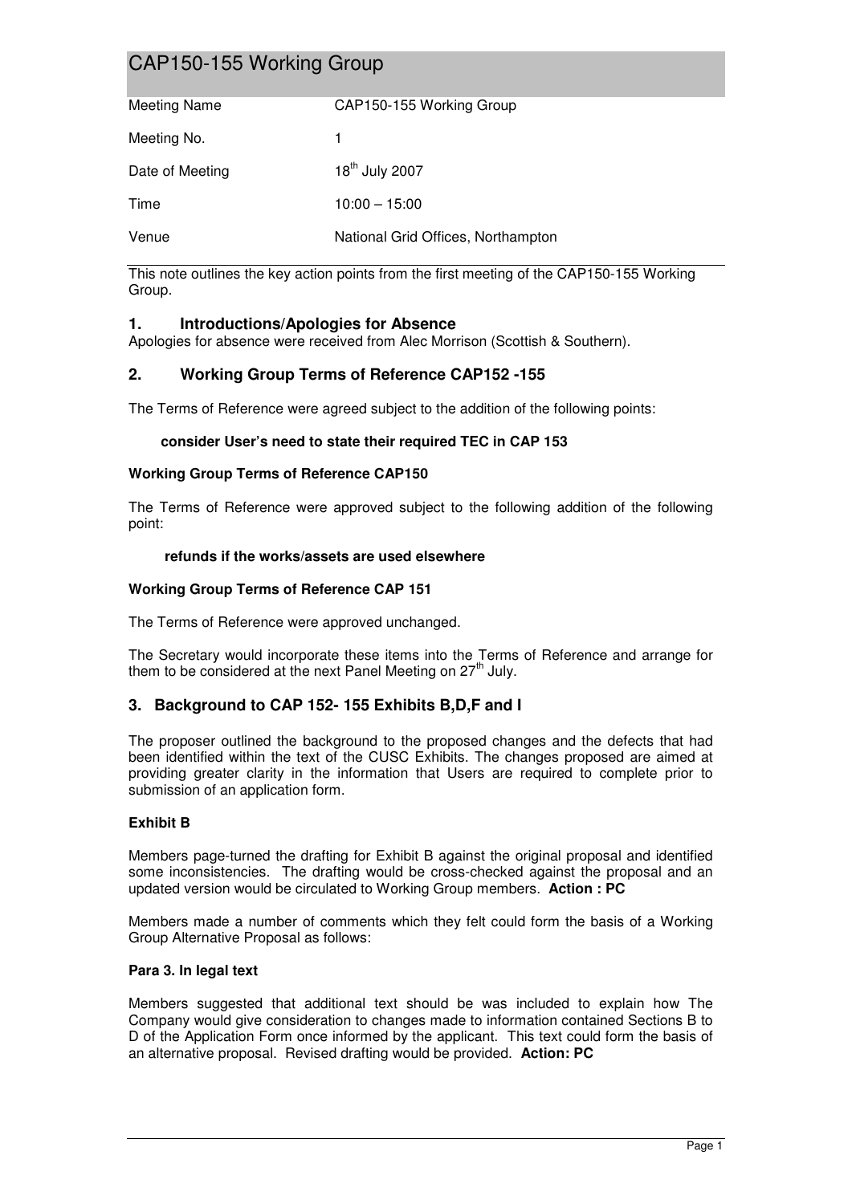# CAP150-155 Working Group

| | |
|---|---|
| Meeting Name | CAP150-155 Working Group |
| Meeting No. | 1 |
| Date of Meeting | 18th July 2007 |
| Time | 10:00 – 15:00 |
| Venue | National Grid Offices, Northampton |

This note outlines the key action points from the first meeting of the CAP150-155 Working Group.

## 1. Introductions/Apologies for Absence

Apologies for absence were received from Alec Morrison (Scottish & Southern).

## 2. Working Group Terms of Reference CAP152 -155

The Terms of Reference were agreed subject to the addition of the following points:

**consider User's need to state their required TEC in CAP 153**

**Working Group Terms of Reference CAP150**

The Terms of Reference were approved subject to the following addition of the following point:

**refunds if the works/assets are used elsewhere**

**Working Group Terms of Reference CAP 151**

The Terms of Reference were approved unchanged.

The Secretary would incorporate these items into the Terms of Reference and arrange for them to be considered at the next Panel Meeting on 27th July.

## 3. Background to CAP 152- 155 Exhibits B,D,F and I

The proposer outlined the background to the proposed changes and the defects that had been identified within the text of the CUSC Exhibits. The changes proposed are aimed at providing greater clarity in the information that Users are required to complete prior to submission of an application form.

**Exhibit B**

Members page-turned the drafting for Exhibit B against the original proposal and identified some inconsistencies. The drafting would be cross-checked against the proposal and an updated version would be circulated to Working Group members. **Action : PC**

Members made a number of comments which they felt could form the basis of a Working Group Alternative Proposal as follows:

**Para 3. In legal text**

Members suggested that additional text should be was included to explain how The Company would give consideration to changes made to information contained Sections B to D of the Application Form once informed by the applicant. This text could form the basis of an alternative proposal. Revised drafting would be provided. **Action: PC**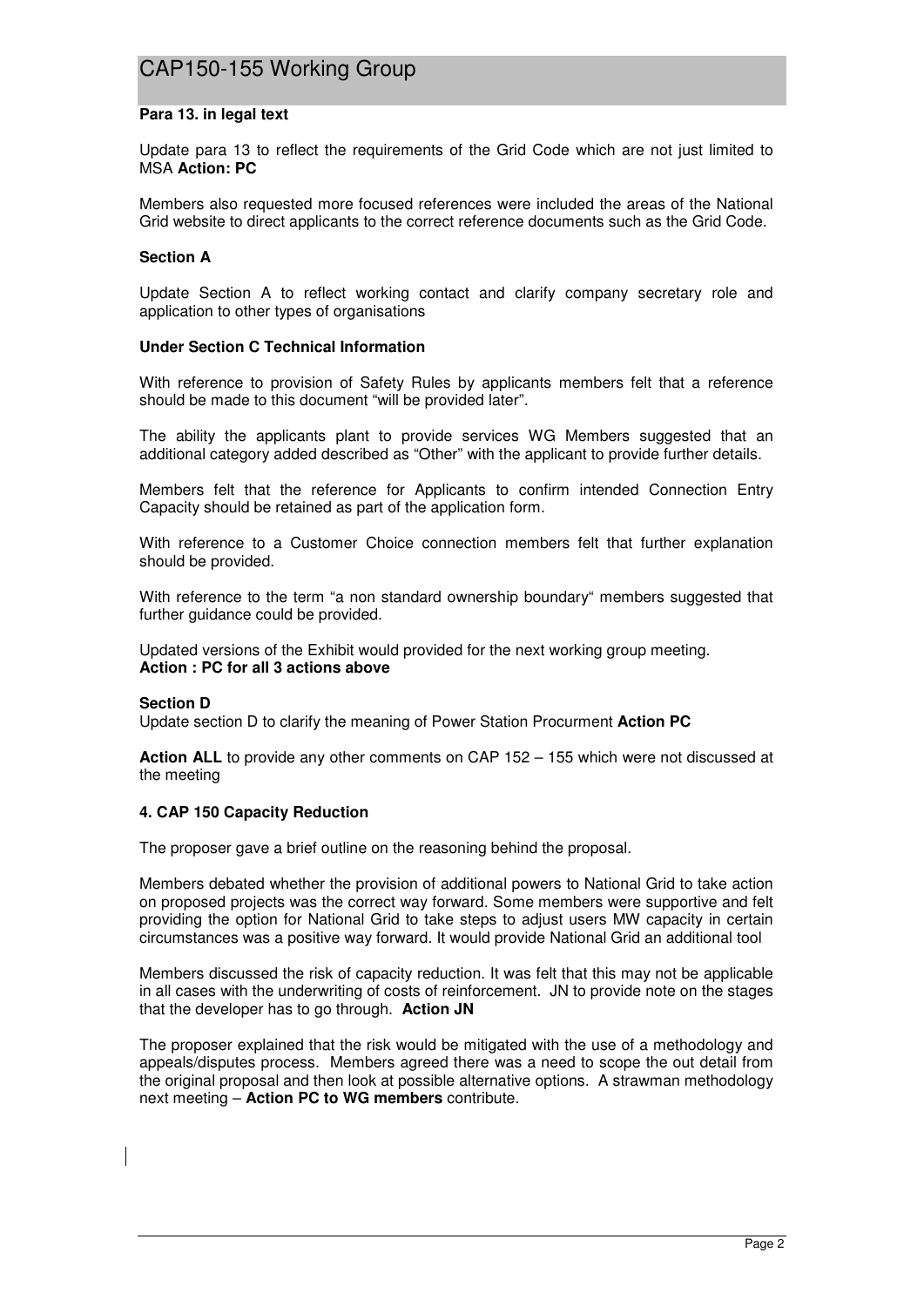**Para 13. in legal text**

Update para 13 to reflect the requirements of the Grid Code which are not just limited to MSA **Action: PC**

Members also requested more focused references were included the areas of the National Grid website to direct applicants to the correct reference documents such as the Grid Code.

**Section A**

Update Section A to reflect working contact and clarify company secretary role and application to other types of organisations

**Under Section C Technical Information**

With reference to provision of Safety Rules by applicants members felt that a reference should be made to this document "will be provided later".

The ability the applicants plant to provide services WG Members suggested that an additional category added described as "Other" with the applicant to provide further details.

Members felt that the reference for Applicants to confirm intended Connection Entry Capacity should be retained as part of the application form.

With reference to a Customer Choice connection members felt that further explanation should be provided.

With reference to the term "a non standard ownership boundary" members suggested that further guidance could be provided.

Updated versions of the Exhibit would provided for the next working group meeting.
**Action : PC for all 3 actions above**

**Section D**
Update section D to clarify the meaning of Power Station Procurment **Action PC**

**Action ALL** to provide any other comments on CAP 152 – 155 which were not discussed at the meeting

**4. CAP 150 Capacity Reduction**

The proposer gave a brief outline on the reasoning behind the proposal.

Members debated whether the provision of additional powers to National Grid to take action on proposed projects was the correct way forward. Some members were supportive and felt providing the option for National Grid to take steps to adjust users MW capacity in certain circumstances was a positive way forward. It would provide National Grid an additional tool

Members discussed the risk of capacity reduction. It was felt that this may not be applicable in all cases with the underwriting of costs of reinforcement. JN to provide note on the stages that the developer has to go through. **Action JN**

The proposer explained that the risk would be mitigated with the use of a methodology and appeals/disputes process. Members agreed there was a need to scope the out detail from the original proposal and then look at possible alternative options. A strawman methodology next meeting – **Action PC to WG members** contribute.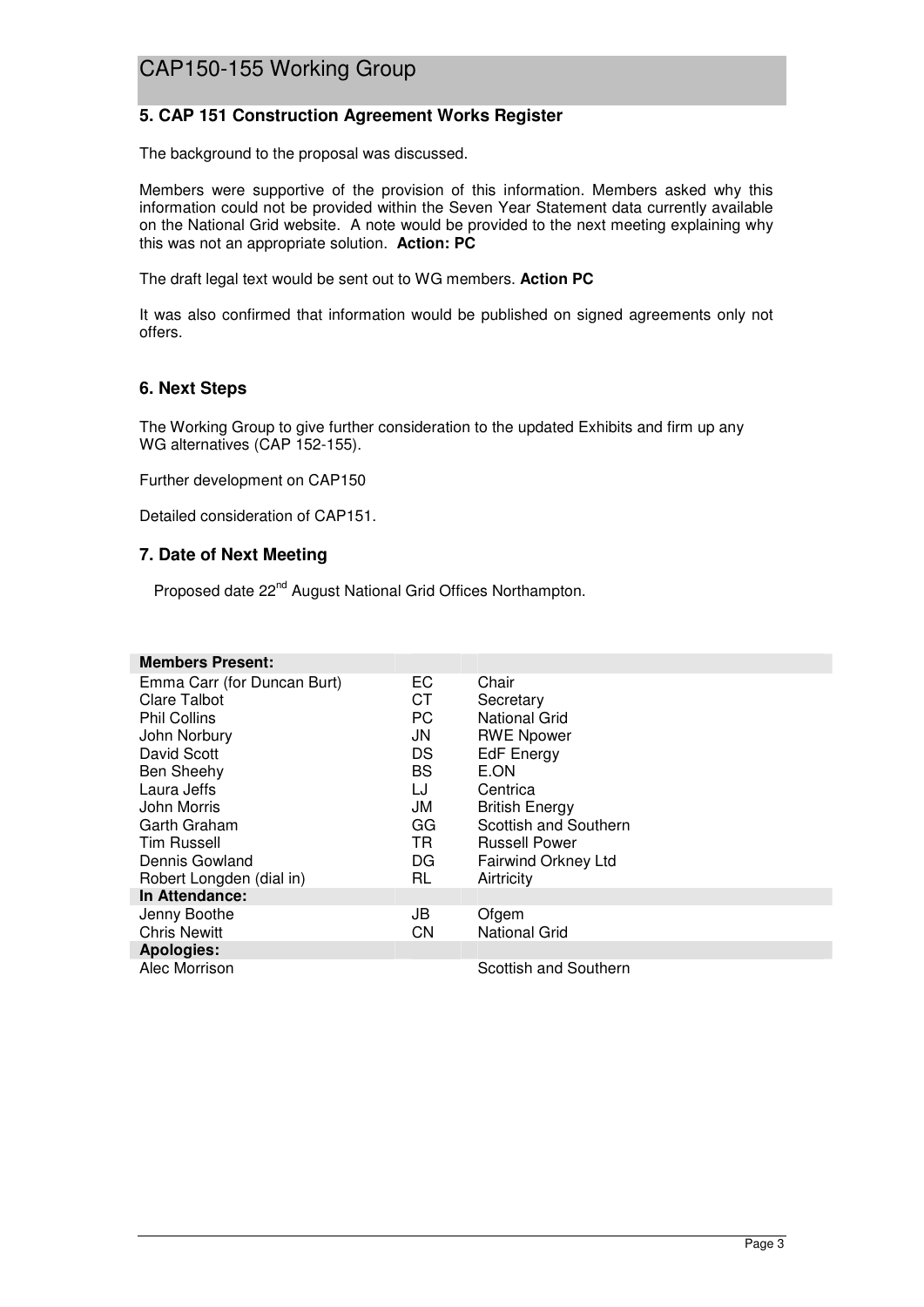## 5. CAP 151 Construction Agreement Works Register

The background to the proposal was discussed.

Members were supportive of the provision of this information. Members asked why this information could not be provided within the Seven Year Statement data currently available on the National Grid website. A note would be provided to the next meeting explaining why this was not an appropriate solution. **Action: PC**

The draft legal text would be sent out to WG members. **Action PC**

It was also confirmed that information would be published on signed agreements only not offers.

## 6. Next Steps

The Working Group to give further consideration to the updated Exhibits and firm up any WG alternatives (CAP 152-155).

Further development on CAP150

Detailed consideration of CAP151.

## 7. Date of Next Meeting

Proposed date 22nd August National Grid Offices Northampton.

| **Members Present:** | | |
|---|---|---|
| Emma Carr (for Duncan Burt) | EC | Chair |
| Clare Talbot | CT | Secretary |
| Phil Collins | PC | National Grid |
| John Norbury | JN | RWE Npower |
| David Scott | DS | EdF Energy |
| Ben Sheehy | BS | E.ON |
| Laura Jeffs | LJ | Centrica |
| John Morris | JM | British Energy |
| Garth Graham | GG | Scottish and Southern |
| Tim Russell | TR | Russell Power |
| Dennis Gowland | DG | Fairwind Orkney Ltd |
| Robert Longden (dial in) | RL | Airtricity |
| **In Attendance:** | | |
| Jenny Boothe | JB | Ofgem |
| Chris Newitt | CN | National Grid |
| **Apologies:** | | |
| Alec Morrison | | Scottish and Southern |